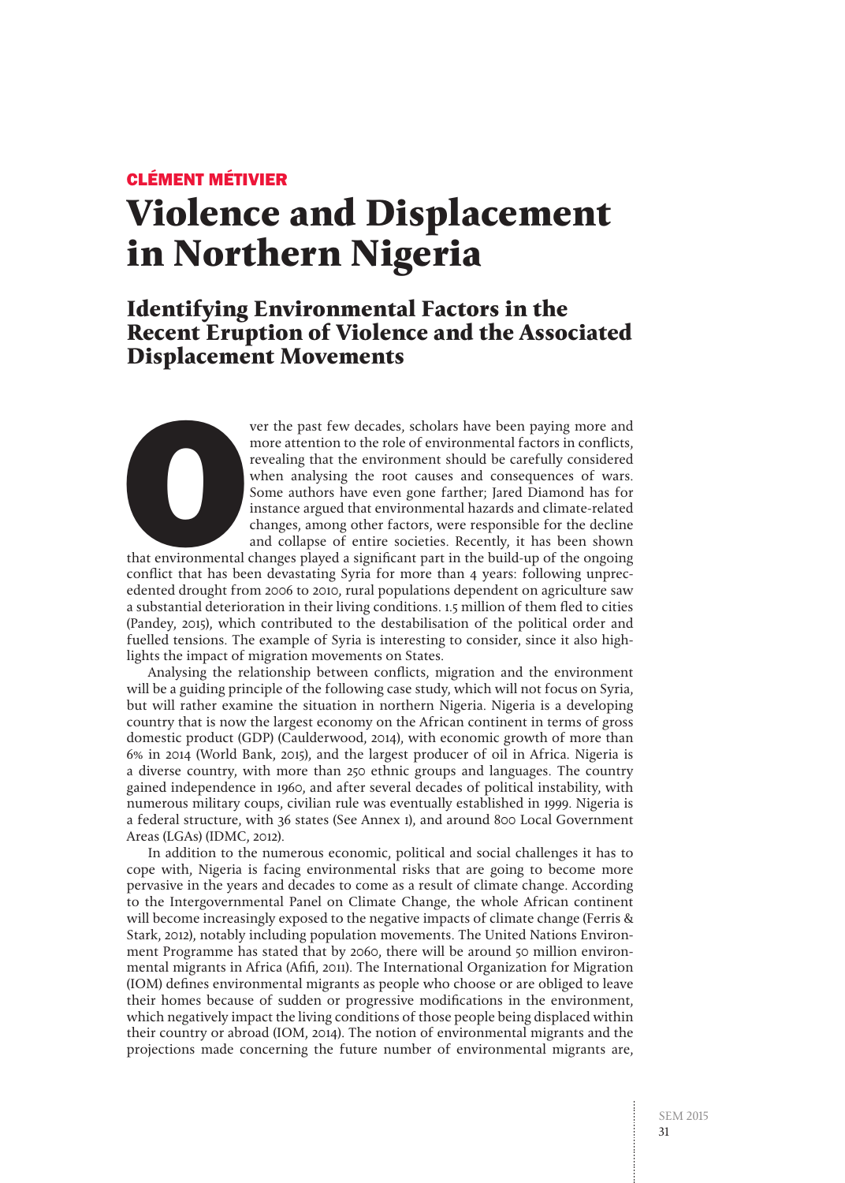CLÉMENT MÉTIVIER

# Violence and Displacement in Northern Nigeria

## Identifying Environmental Factors in the Recent Eruption of Violence and the Associated Displacement Movements

Over the past few decades, scholars have been paying more and more attention to the role of environmental factors in conflicts, revealing that the environment should be carefully considered when analysing the root causes and consequences of wars. Some authors have even gone farther; Jared Diamond has for instance argued that environmental hazards and climate-related changes, among other factors, were responsible for the decline and collapse of entire societies. Recently, it has been shown that environmental changes played a significant part in the build-up of the ongoing conflict that has been devastating Syria for more than 4 years: following unprecedented drought from 2006 to 2010, rural populations dependent on agriculture saw a substantial deterioration in their living conditions. 1.5 million of them fled to cities (Pandey, 2015), which contributed to the destabilisation of the political order and fuelled tensions. The example of Syria is interesting to consider, since it also highlights the impact of migration movements on States.

Analysing the relationship between conflicts, migration and the environment will be a guiding principle of the following case study, which will not focus on Syria, but will rather examine the situation in northern Nigeria. Nigeria is a developing country that is now the largest economy on the African continent in terms of gross domestic product (GDP) (Caulderwood, 2014), with economic growth of more than 6% in 2014 (World Bank, 2015), and the largest producer of oil in Africa. Nigeria is a diverse country, with more than 250 ethnic groups and languages. The country gained independence in 1960, and after several decades of political instability, with numerous military coups, civilian rule was eventually established in 1999. Nigeria is a federal structure, with 36 states (See Annex 1), and around 800 Local Government Areas (LGAs) (IDMC, 2012).

In addition to the numerous economic, political and social challenges it has to cope with, Nigeria is facing environmental risks that are going to become more pervasive in the years and decades to come as a result of climate change. According to the Intergovernmental Panel on Climate Change, the whole African continent will become increasingly exposed to the negative impacts of climate change (Ferris & Stark, 2012), notably including population movements. The United Nations Environment Programme has stated that by 2060, there will be around 50 million environmental migrants in Africa (Afifi, 2011). The International Organization for Migration (IOM) defines environmental migrants as people who choose or are obliged to leave their homes because of sudden or progressive modifications in the environment, which negatively impact the living conditions of those people being displaced within their country or abroad (IOM, 2014). The notion of environmental migrants and the projections made concerning the future number of environmental migrants are,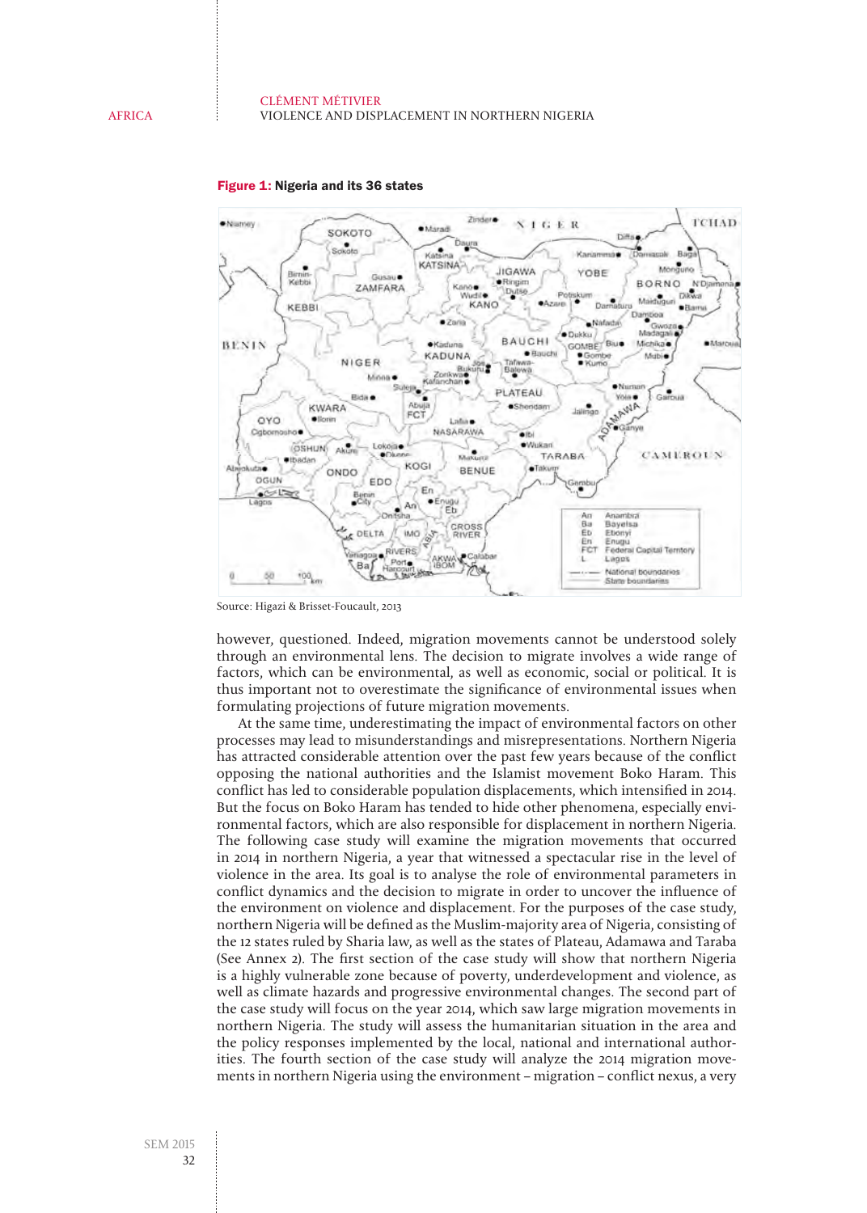**Figure 1:** Nigeria and its 36 states

Source: Higazi & Brisset-Foucault, 2013

however, questioned. Indeed, migration movements cannot be understood solely through an environmental lens. The decision to migrate involves a wide range of factors, which can be environmental, as well as economic, social or political. It is thus important not to overestimate the significance of environmental issues when formulating projections of future migration movements.

At the same time, underestimating the impact of environmental factors on other processes may lead to misunderstandings and misrepresentations. Northern Nigeria has attracted considerable attention over the past few years because of the conflict opposing the national authorities and the Islamist movement Boko Haram. This conflict has led to considerable population displacements, which intensified in 2014. But the focus on Boko Haram has tended to hide other phenomena, especially environmental factors, which are also responsible for displacement in northern Nigeria. The following case study will examine the migration movements that occurred in 2014 in northern Nigeria, a year that witnessed a spectacular rise in the level of violence in the area. Its goal is to analyse the role of environmental parameters in conflict dynamics and the decision to migrate in order to uncover the influence of the environment on violence and displacement. For the purposes of the case study, northern Nigeria will be defined as the Muslim-majority area of Nigeria, consisting of the 12 states ruled by Sharia law, as well as the states of Plateau, Adamawa and Taraba (See Annex 2). The first section of the case study will show that northern Nigeria is a highly vulnerable zone because of poverty, underdevelopment and violence, as well as climate hazards and progressive environmental changes. The second part of the case study will focus on the year 2014, which saw large migration movements in northern Nigeria. The study will assess the humanitarian situation in the area and the policy responses implemented by the local, national and international authorities. The fourth section of the case study will analyze the 2014 migration movements in northern Nigeria using the environment – migration – conflict nexus, a very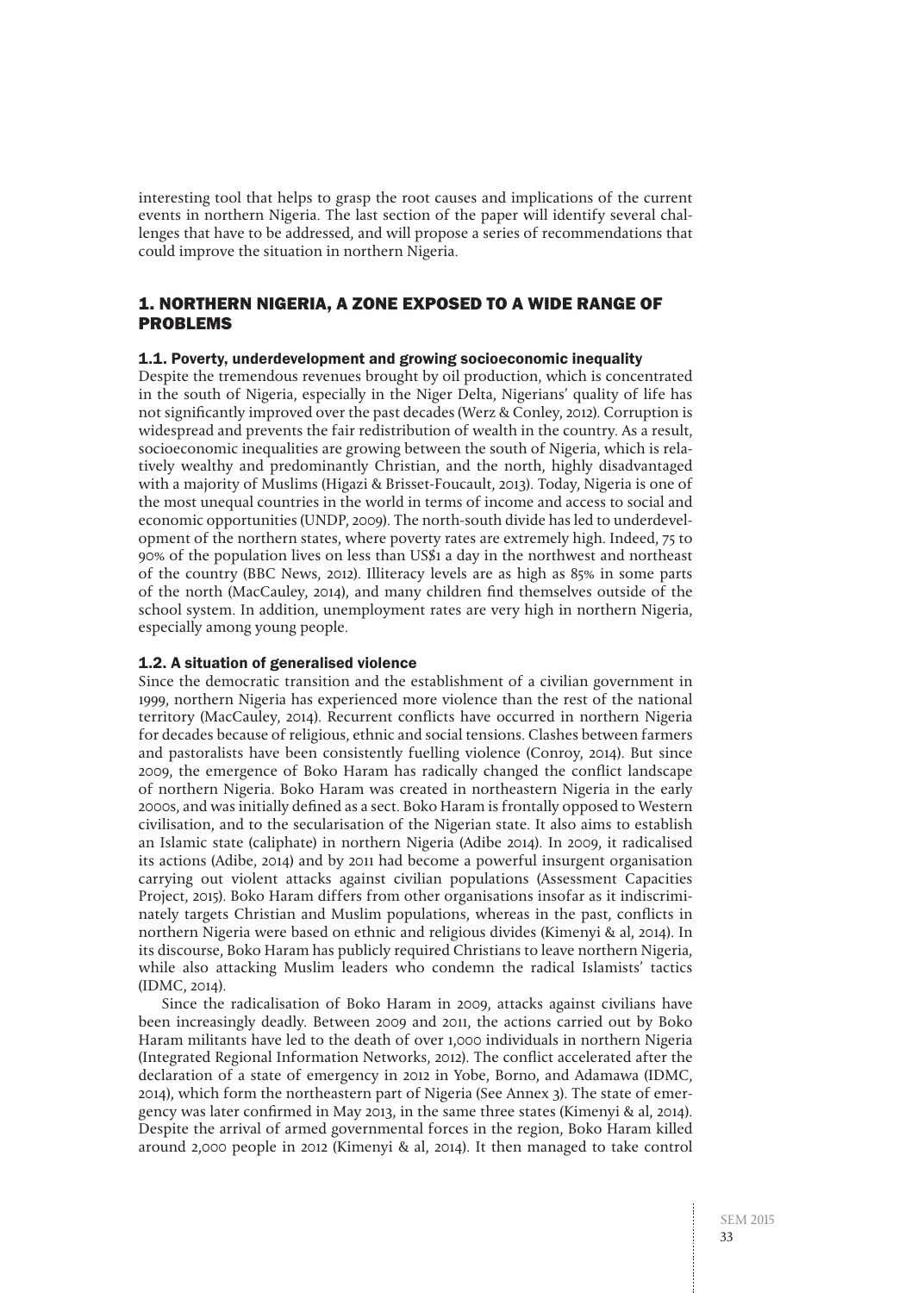interesting tool that helps to grasp the root causes and implications of the current events in northern Nigeria. The last section of the paper will identify several challenges that have to be addressed, and will propose a series of recommendations that could improve the situation in northern Nigeria.

## 1. NORTHERN NIGERIA, A ZONE EXPOSED TO A WIDE RANGE OF PROBLEMS

### 1.1. Poverty, underdevelopment and growing socioeconomic inequality

Despite the tremendous revenues brought by oil production, which is concentrated in the south of Nigeria, especially in the Niger Delta, Nigerians' quality of life has not significantly improved over the past decades (Werz & Conley, 2012). Corruption is widespread and prevents the fair redistribution of wealth in the country. As a result, socioeconomic inequalities are growing between the south of Nigeria, which is relatively wealthy and predominantly Christian, and the north, highly disadvantaged with a majority of Muslims (Higazi & Brisset-Foucault, 2013). Today, Nigeria is one of the most unequal countries in the world in terms of income and access to social and economic opportunities (UNDP, 2009). The north-south divide has led to underdevelopment of the northern states, where poverty rates are extremely high. Indeed, 75 to 90% of the population lives on less than US$1 a day in the northwest and northeast of the country (BBC News, 2012). Illiteracy levels are as high as 85% in some parts of the north (MacCauley, 2014), and many children find themselves outside of the school system. In addition, unemployment rates are very high in northern Nigeria, especially among young people.

### 1.2. A situation of generalised violence

Since the democratic transition and the establishment of a civilian government in 1999, northern Nigeria has experienced more violence than the rest of the national territory (MacCauley, 2014). Recurrent conflicts have occurred in northern Nigeria for decades because of religious, ethnic and social tensions. Clashes between farmers and pastoralists have been consistently fuelling violence (Conroy, 2014). But since 2009, the emergence of Boko Haram has radically changed the conflict landscape of northern Nigeria. Boko Haram was created in northeastern Nigeria in the early 2000s, and was initially defined as a sect. Boko Haram is frontally opposed to Western civilisation, and to the secularisation of the Nigerian state. It also aims to establish an Islamic state (caliphate) in northern Nigeria (Adibe 2014). In 2009, it radicalised its actions (Adibe, 2014) and by 2011 had become a powerful insurgent organisation carrying out violent attacks against civilian populations (Assessment Capacities Project, 2015). Boko Haram differs from other organisations insofar as it indiscriminately targets Christian and Muslim populations, whereas in the past, conflicts in northern Nigeria were based on ethnic and religious divides (Kimenyi & al, 2014). In its discourse, Boko Haram has publicly required Christians to leave northern Nigeria, while also attacking Muslim leaders who condemn the radical Islamists' tactics (IDMC, 2014).

Since the radicalisation of Boko Haram in 2009, attacks against civilians have been increasingly deadly. Between 2009 and 2011, the actions carried out by Boko Haram militants have led to the death of over 1,000 individuals in northern Nigeria (Integrated Regional Information Networks, 2012). The conflict accelerated after the declaration of a state of emergency in 2012 in Yobe, Borno, and Adamawa (IDMC, 2014), which form the northeastern part of Nigeria (See Annex 3). The state of emergency was later confirmed in May 2013, in the same three states (Kimenyi & al, 2014). Despite the arrival of armed governmental forces in the region, Boko Haram killed around 2,000 people in 2012 (Kimenyi & al, 2014). It then managed to take control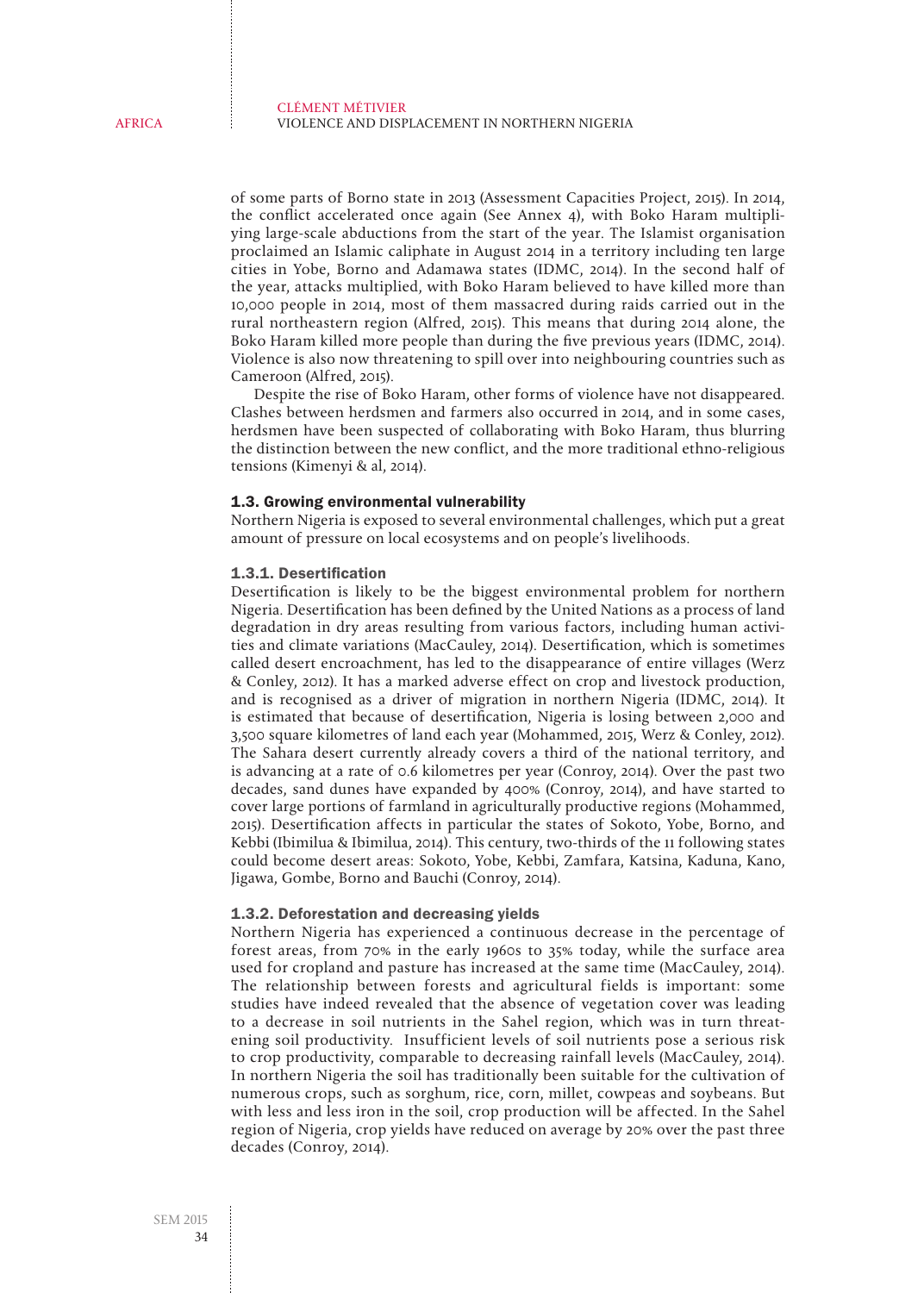of some parts of Borno state in 2013 (Assessment Capacities Project, 2015). In 2014, the conflict accelerated once again (See Annex 4), with Boko Haram multiplying large-scale abductions from the start of the year. The Islamist organisation proclaimed an Islamic caliphate in August 2014 in a territory including ten large cities in Yobe, Borno and Adamawa states (IDMC, 2014). In the second half of the year, attacks multiplied, with Boko Haram believed to have killed more than 10,000 people in 2014, most of them massacred during raids carried out in the rural northeastern region (Alfred, 2015). This means that during 2014 alone, the Boko Haram killed more people than during the five previous years (IDMC, 2014). Violence is also now threatening to spill over into neighbouring countries such as Cameroon (Alfred, 2015).

Despite the rise of Boko Haram, other forms of violence have not disappeared. Clashes between herdsmen and farmers also occurred in 2014, and in some cases, herdsmen have been suspected of collaborating with Boko Haram, thus blurring the distinction between the new conflict, and the more traditional ethno-religious tensions (Kimenyi & al, 2014).

### 1.3. Growing environmental vulnerability

Northern Nigeria is exposed to several environmental challenges, which put a great amount of pressure on local ecosystems and on people's livelihoods.

#### 1.3.1. Desertification

Desertification is likely to be the biggest environmental problem for northern Nigeria. Desertification has been defined by the United Nations as a process of land degradation in dry areas resulting from various factors, including human activities and climate variations (MacCauley, 2014). Desertification, which is sometimes called desert encroachment, has led to the disappearance of entire villages (Werz & Conley, 2012). It has a marked adverse effect on crop and livestock production, and is recognised as a driver of migration in northern Nigeria (IDMC, 2014). It is estimated that because of desertification, Nigeria is losing between 2,000 and 3,500 square kilometres of land each year (Mohammed, 2015, Werz & Conley, 2012). The Sahara desert currently already covers a third of the national territory, and is advancing at a rate of 0.6 kilometres per year (Conroy, 2014). Over the past two decades, sand dunes have expanded by 400% (Conroy, 2014), and have started to cover large portions of farmland in agriculturally productive regions (Mohammed, 2015). Desertification affects in particular the states of Sokoto, Yobe, Borno, and Kebbi (Ibimilua & Ibimilua, 2014). This century, two-thirds of the 11 following states could become desert areas: Sokoto, Yobe, Kebbi, Zamfara, Katsina, Kaduna, Kano, Jigawa, Gombe, Borno and Bauchi (Conroy, 2014).

#### 1.3.2. Deforestation and decreasing yields

Northern Nigeria has experienced a continuous decrease in the percentage of forest areas, from 70% in the early 1960s to 35% today, while the surface area used for cropland and pasture has increased at the same time (MacCauley, 2014). The relationship between forests and agricultural fields is important: some studies have indeed revealed that the absence of vegetation cover was leading to a decrease in soil nutrients in the Sahel region, which was in turn threatening soil productivity. Insufficient levels of soil nutrients pose a serious risk to crop productivity, comparable to decreasing rainfall levels (MacCauley, 2014). In northern Nigeria the soil has traditionally been suitable for the cultivation of numerous crops, such as sorghum, rice, corn, millet, cowpeas and soybeans. But with less and less iron in the soil, crop production will be affected. In the Sahel region of Nigeria, crop yields have reduced on average by 20% over the past three decades (Conroy, 2014).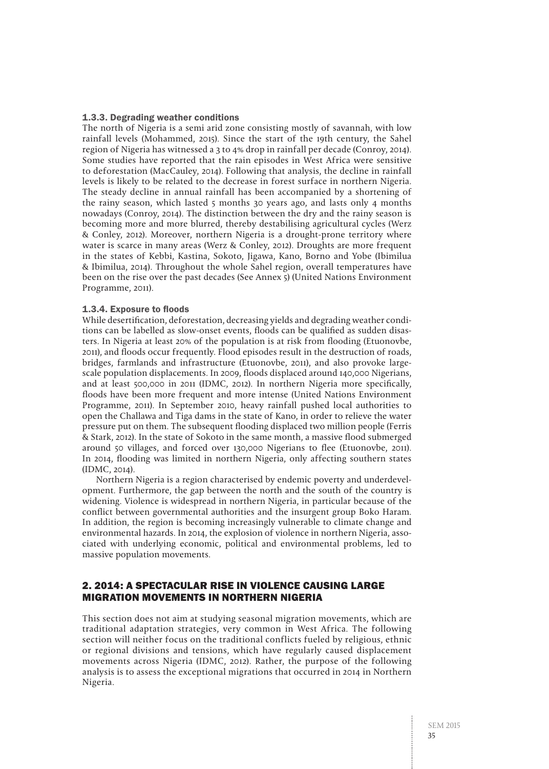### 1.3.3. Degrading weather conditions

The north of Nigeria is a semi arid zone consisting mostly of savannah, with low rainfall levels (Mohammed, 2015). Since the start of the 19th century, the Sahel region of Nigeria has witnessed a 3 to 4% drop in rainfall per decade (Conroy, 2014). Some studies have reported that the rain episodes in West Africa were sensitive to deforestation (MacCauley, 2014). Following that analysis, the decline in rainfall levels is likely to be related to the decrease in forest surface in northern Nigeria. The steady decline in annual rainfall has been accompanied by a shortening of the rainy season, which lasted 5 months 30 years ago, and lasts only 4 months nowadays (Conroy, 2014). The distinction between the dry and the rainy season is becoming more and more blurred, thereby destabilising agricultural cycles (Werz & Conley, 2012). Moreover, northern Nigeria is a drought-prone territory where water is scarce in many areas (Werz & Conley, 2012). Droughts are more frequent in the states of Kebbi, Kastina, Sokoto, Jigawa, Kano, Borno and Yobe (Ibimilua & Ibimilua, 2014). Throughout the whole Sahel region, overall temperatures have been on the rise over the past decades (See Annex 5) (United Nations Environment Programme, 2011).

### 1.3.4. Exposure to floods

While desertification, deforestation, decreasing yields and degrading weather conditions can be labelled as slow-onset events, floods can be qualified as sudden disasters. In Nigeria at least 20% of the population is at risk from flooding (Etuonovbe, 2011), and floods occur frequently. Flood episodes result in the destruction of roads, bridges, farmlands and infrastructure (Etuonovbe, 2011), and also provoke large-scale population displacements. In 2009, floods displaced around 140,000 Nigerians, and at least 500,000 in 2011 (IDMC, 2012). In northern Nigeria more specifically, floods have been more frequent and more intense (United Nations Environment Programme, 2011). In September 2010, heavy rainfall pushed local authorities to open the Challawa and Tiga dams in the state of Kano, in order to relieve the water pressure put on them. The subsequent flooding displaced two million people (Ferris & Stark, 2012). In the state of Sokoto in the same month, a massive flood submerged around 50 villages, and forced over 130,000 Nigerians to flee (Etuonovbe, 2011). In 2014, flooding was limited in northern Nigeria, only affecting southern states (IDMC, 2014).

Northern Nigeria is a region characterised by endemic poverty and underdevelopment. Furthermore, the gap between the north and the south of the country is widening. Violence is widespread in northern Nigeria, in particular because of the conflict between governmental authorities and the insurgent group Boko Haram. In addition, the region is becoming increasingly vulnerable to climate change and environmental hazards. In 2014, the explosion of violence in northern Nigeria, associated with underlying economic, political and environmental problems, led to massive population movements.

## 2. 2014: A SPECTACULAR RISE IN VIOLENCE CAUSING LARGE MIGRATION MOVEMENTS IN NORTHERN NIGERIA

This section does not aim at studying seasonal migration movements, which are traditional adaptation strategies, very common in West Africa. The following section will neither focus on the traditional conflicts fueled by religious, ethnic or regional divisions and tensions, which have regularly caused displacement movements across Nigeria (IDMC, 2012). Rather, the purpose of the following analysis is to assess the exceptional migrations that occurred in 2014 in Northern Nigeria.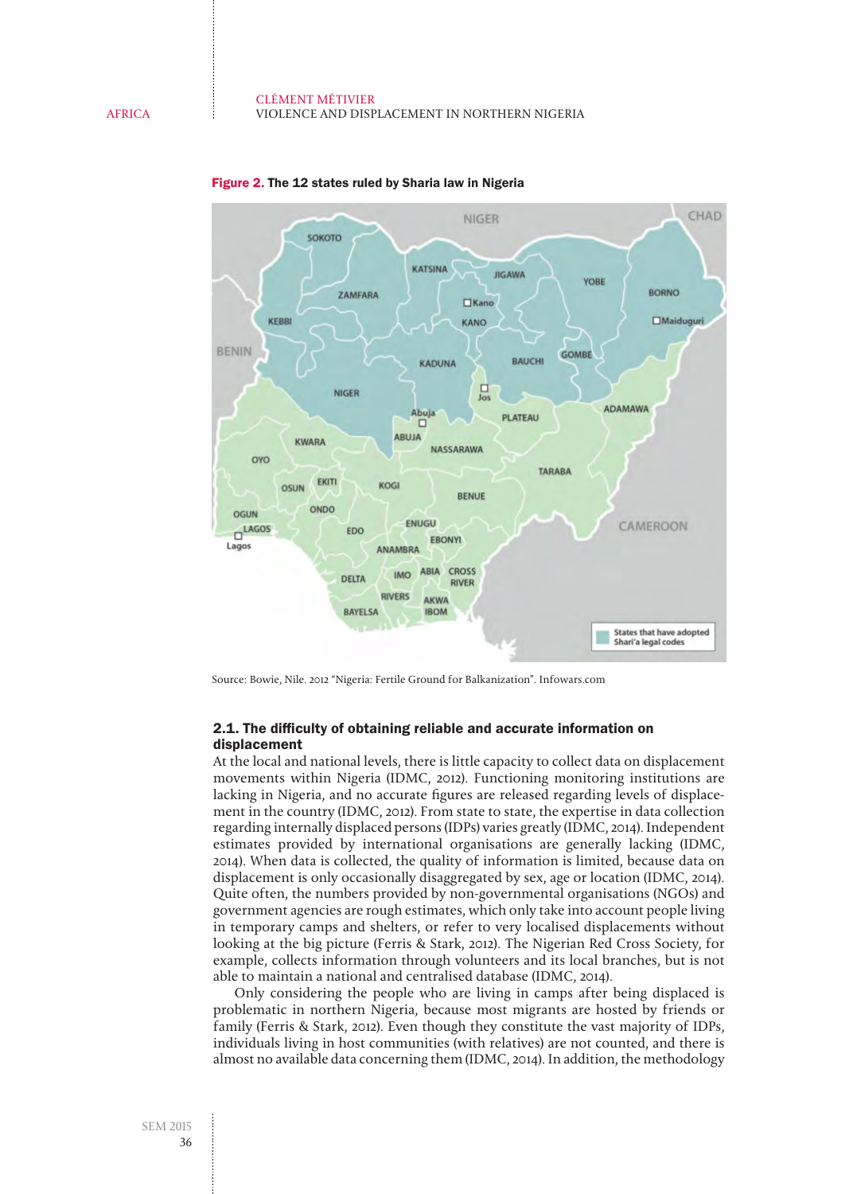**Figure 2. The 12 states ruled by Sharia law in Nigeria**

Source: Bowie, Nile. 2012 "Nigeria: Fertile Ground for Balkanization". Infowars.com

### 2.1. The difficulty of obtaining reliable and accurate information on displacement

At the local and national levels, there is little capacity to collect data on displacement movements within Nigeria (IDMC, 2012). Functioning monitoring institutions are lacking in Nigeria, and no accurate figures are released regarding levels of displacement in the country (IDMC, 2012). From state to state, the expertise in data collection regarding internally displaced persons (IDPs) varies greatly (IDMC, 2014). Independent estimates provided by international organisations are generally lacking (IDMC, 2014). When data is collected, the quality of information is limited, because data on displacement is only occasionally disaggregated by sex, age or location (IDMC, 2014). Quite often, the numbers provided by non-governmental organisations (NGOs) and government agencies are rough estimates, which only take into account people living in temporary camps and shelters, or refer to very localised displacements without looking at the big picture (Ferris & Stark, 2012). The Nigerian Red Cross Society, for example, collects information through volunteers and its local branches, but is not able to maintain a national and centralised database (IDMC, 2014).

Only considering the people who are living in camps after being displaced is problematic in northern Nigeria, because most migrants are hosted by friends or family (Ferris & Stark, 2012). Even though they constitute the vast majority of IDPs, individuals living in host communities (with relatives) are not counted, and there is almost no available data concerning them (IDMC, 2014). In addition, the methodology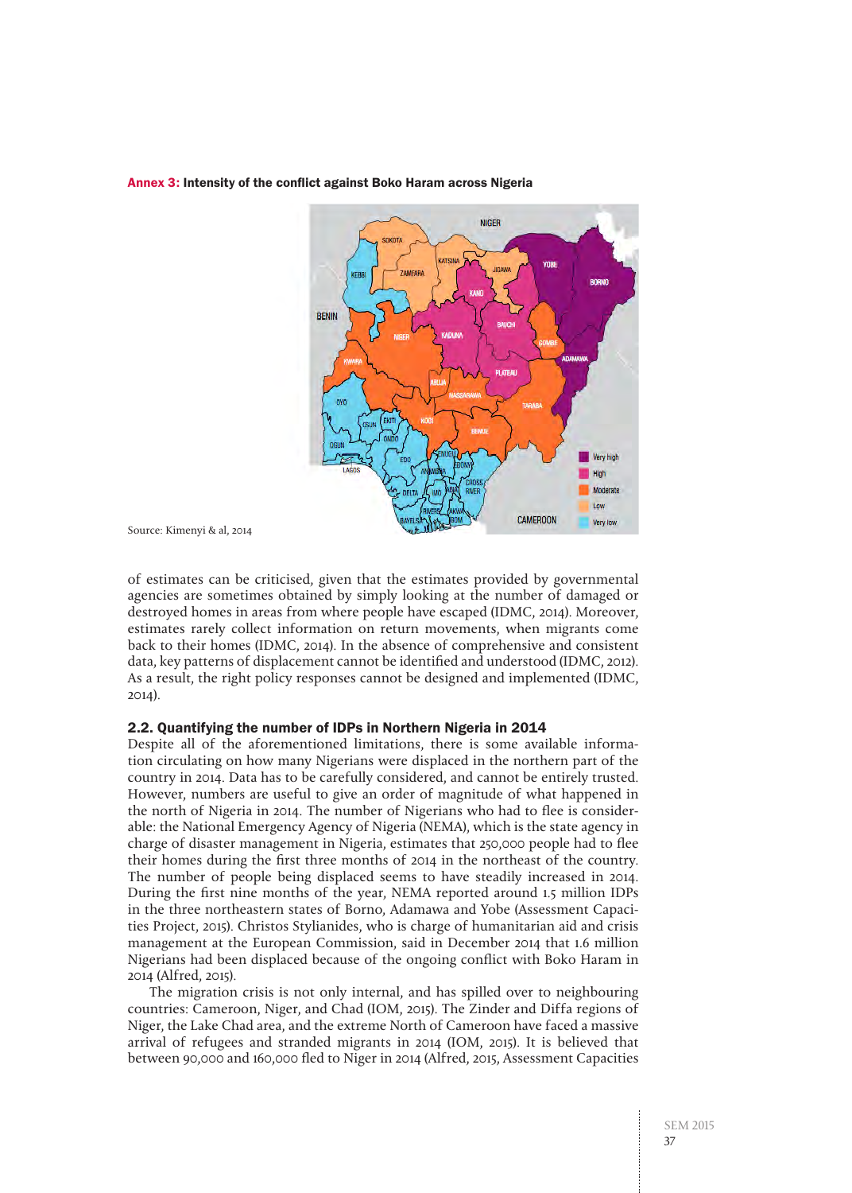**Annex 3: Intensity of the conflict against Boko Haram across Nigeria**

Source: Kimenyi & al, 2014

of estimates can be criticised, given that the estimates provided by governmental agencies are sometimes obtained by simply looking at the number of damaged or destroyed homes in areas from where people have escaped (IDMC, 2014). Moreover, estimates rarely collect information on return movements, when migrants come back to their homes (IDMC, 2014). In the absence of comprehensive and consistent data, key patterns of displacement cannot be identified and understood (IDMC, 2012). As a result, the right policy responses cannot be designed and implemented (IDMC, 2014).

### 2.2. Quantifying the number of IDPs in Northern Nigeria in 2014

Despite all of the aforementioned limitations, there is some available information circulating on how many Nigerians were displaced in the northern part of the country in 2014. Data has to be carefully considered, and cannot be entirely trusted. However, numbers are useful to give an order of magnitude of what happened in the north of Nigeria in 2014. The number of Nigerians who had to flee is considerable: the National Emergency Agency of Nigeria (NEMA), which is the state agency in charge of disaster management in Nigeria, estimates that 250,000 people had to flee their homes during the first three months of 2014 in the northeast of the country. The number of people being displaced seems to have steadily increased in 2014. During the first nine months of the year, NEMA reported around 1.5 million IDPs in the three northeastern states of Borno, Adamawa and Yobe (Assessment Capacities Project, 2015). Christos Stylianides, who is charge of humanitarian aid and crisis management at the European Commission, said in December 2014 that 1.6 million Nigerians had been displaced because of the ongoing conflict with Boko Haram in 2014 (Alfred, 2015).

The migration crisis is not only internal, and has spilled over to neighbouring countries: Cameroon, Niger, and Chad (IOM, 2015). The Zinder and Diffa regions of Niger, the Lake Chad area, and the extreme North of Cameroon have faced a massive arrival of refugees and stranded migrants in 2014 (IOM, 2015). It is believed that between 90,000 and 160,000 fled to Niger in 2014 (Alfred, 2015, Assessment Capacities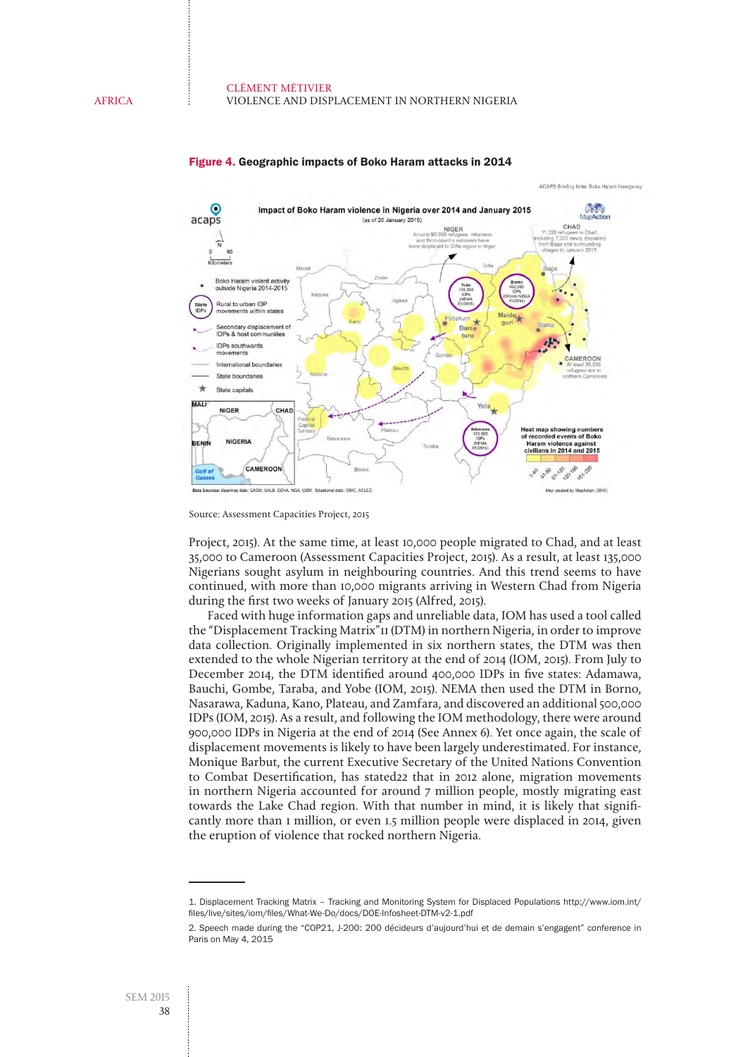**Figure 4. Geographic impacts of Boko Haram attacks in 2014**

Source: Assessment Capacities Project, 2015

Project, 2015). At the same time, at least 10,000 people migrated to Chad, and at least 35,000 to Cameroon (Assessment Capacities Project, 2015). As a result, at least 135,000 Nigerians sought asylum in neighbouring countries. And this trend seems to have continued, with more than 10,000 migrants arriving in Western Chad from Nigeria during the first two weeks of January 2015 (Alfred, 2015).

Faced with huge information gaps and unreliable data, IOM has used a tool called the "Displacement Tracking Matrix"[1] (DTM) in northern Nigeria, in order to improve data collection. Originally implemented in six northern states, the DTM was then extended to the whole Nigerian territory at the end of 2014 (IOM, 2015). From July to December 2014, the DTM identified around 400,000 IDPs in five states: Adamawa, Bauchi, Gombe, Taraba, and Yobe (IOM, 2015). NEMA then used the DTM in Borno, Nasarawa, Kaduna, Kano, Plateau, and Zamfara, and discovered an additional 500,000 IDPs (IOM, 2015). As a result, and following the IOM methodology, there were around 900,000 IDPs in Nigeria at the end of 2014 (See Annex 6). Yet once again, the scale of displacement movements is likely to have been largely underestimated. For instance, Monique Barbut, the current Executive Secretary of the United Nations Convention to Combat Desertification, has stated[2] that in 2012 alone, migration movements in northern Nigeria accounted for around 7 million people, mostly migrating east towards the Lake Chad region. With that number in mind, it is likely that significantly more than 1 million, or even 1.5 million people were displaced in 2014, given the eruption of violence that rocked northern Nigeria.

---

1. Displacement Tracking Matrix – Tracking and Monitoring System for Displaced Populations http://www.iom.int/files/live/sites/iom/files/What-We-Do/docs/DOE-Infosheet-DTM-v2-1.pdf

2. Speech made during the "COP21, J-200: 200 décideurs d'aujourd'hui et de demain s'engagent" conference in Paris on May 4, 2015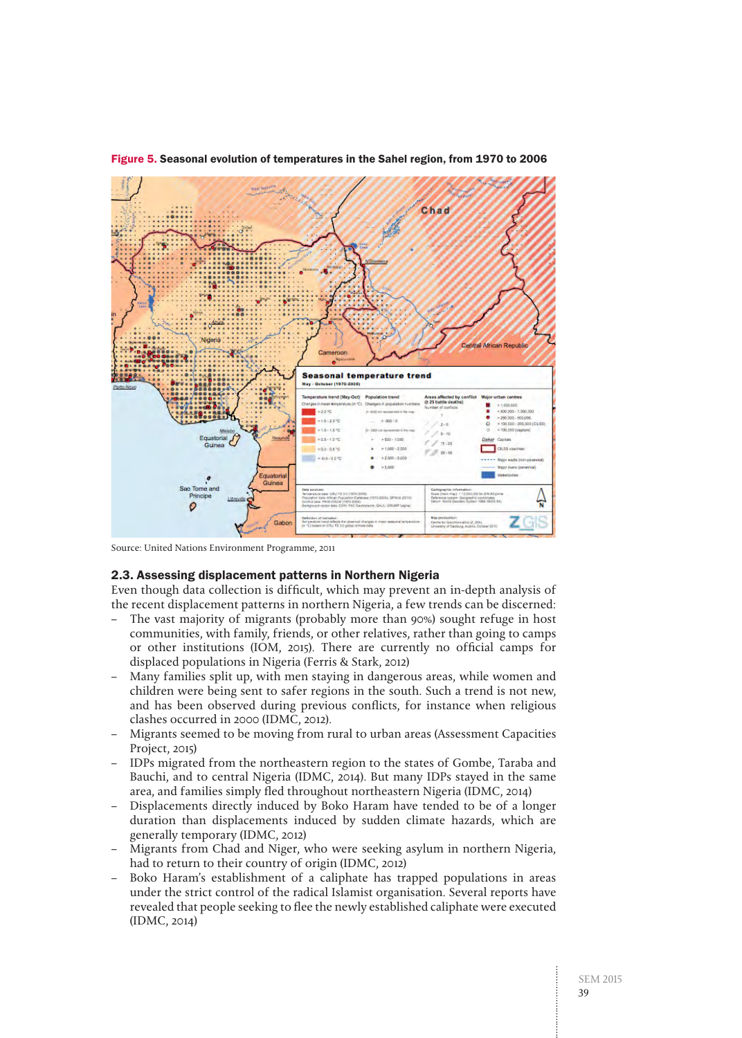**Figure 5.** Seasonal evolution of temperatures in the Sahel region, from 1970 to 2006

Source: United Nations Environment Programme, 2011

## 2.3. Assessing displacement patterns in Northern Nigeria

Even though data collection is difficult, which may prevent an in-depth analysis of the recent displacement patterns in northern Nigeria, a few trends can be discerned:

- The vast majority of migrants (probably more than 90%) sought refuge in host communities, with family, friends, or other relatives, rather than going to camps or other institutions (IOM, 2015). There are currently no official camps for displaced populations in Nigeria (Ferris & Stark, 2012)
- Many families split up, with men staying in dangerous areas, while women and children were being sent to safer regions in the south. Such a trend is not new, and has been observed during previous conflicts, for instance when religious clashes occurred in 2000 (IDMC, 2012).
- Migrants seemed to be moving from rural to urban areas (Assessment Capacities Project, 2015)
- IDPs migrated from the northeastern region to the states of Gombe, Taraba and Bauchi, and to central Nigeria (IDMC, 2014). But many IDPs stayed in the same area, and families simply fled throughout northeastern Nigeria (IDMC, 2014)
- Displacements directly induced by Boko Haram have tended to be of a longer duration than displacements induced by sudden climate hazards, which are generally temporary (IDMC, 2012)
- Migrants from Chad and Niger, who were seeking asylum in northern Nigeria, had to return to their country of origin (IDMC, 2012)
- Boko Haram's establishment of a caliphate has trapped populations in areas under the strict control of the radical Islamist organisation. Several reports have revealed that people seeking to flee the newly established caliphate were executed (IDMC, 2014)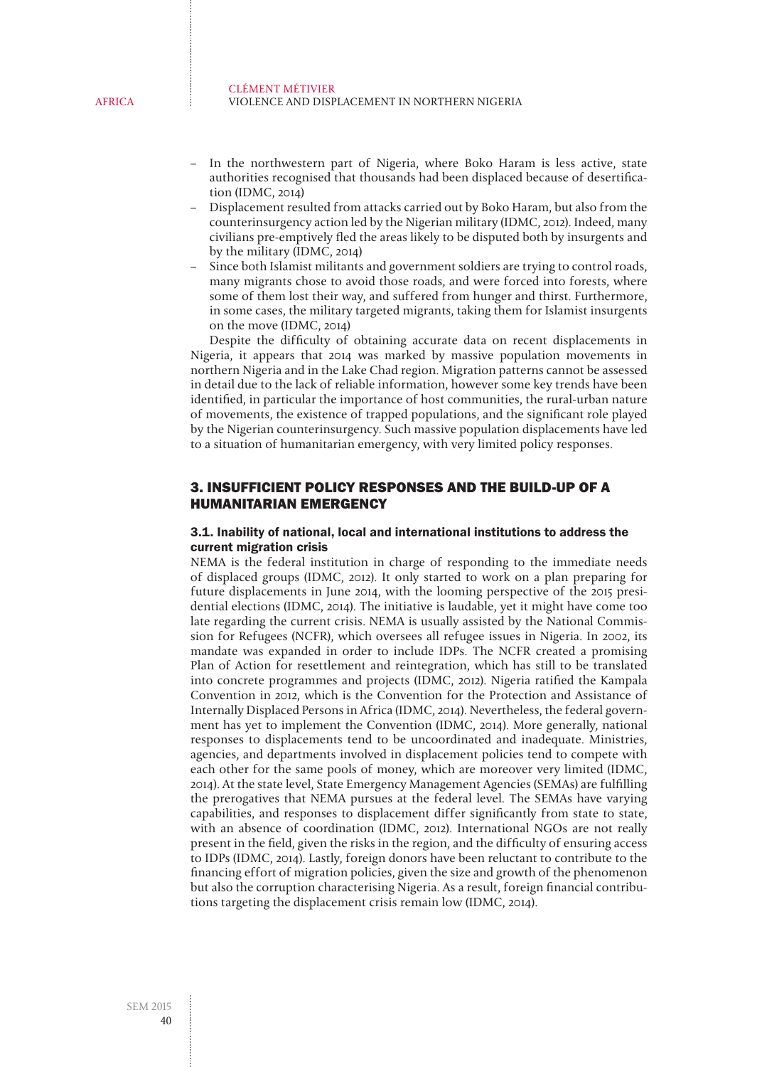- In the northwestern part of Nigeria, where Boko Haram is less active, state authorities recognised that thousands had been displaced because of desertification (IDMC, 2014)
- Displacement resulted from attacks carried out by Boko Haram, but also from the counterinsurgency action led by the Nigerian military (IDMC, 2012). Indeed, many civilians pre-emptively fled the areas likely to be disputed both by insurgents and by the military (IDMC, 2014)
- Since both Islamist militants and government soldiers are trying to control roads, many migrants chose to avoid those roads, and were forced into forests, where some of them lost their way, and suffered from hunger and thirst. Furthermore, in some cases, the military targeted migrants, taking them for Islamist insurgents on the move (IDMC, 2014)

Despite the difficulty of obtaining accurate data on recent displacements in Nigeria, it appears that 2014 was marked by massive population movements in northern Nigeria and in the Lake Chad region. Migration patterns cannot be assessed in detail due to the lack of reliable information, however some key trends have been identified, in particular the importance of host communities, the rural-urban nature of movements, the existence of trapped populations, and the significant role played by the Nigerian counterinsurgency. Such massive population displacements have led to a situation of humanitarian emergency, with very limited policy responses.

## 3. INSUFFICIENT POLICY RESPONSES AND THE BUILD-UP OF A HUMANITARIAN EMERGENCY

### 3.1. Inability of national, local and international institutions to address the current migration crisis

NEMA is the federal institution in charge of responding to the immediate needs of displaced groups (IDMC, 2012). It only started to work on a plan preparing for future displacements in June 2014, with the looming perspective of the 2015 presidential elections (IDMC, 2014). The initiative is laudable, yet it might have come too late regarding the current crisis. NEMA is usually assisted by the National Commission for Refugees (NCFR), which oversees all refugee issues in Nigeria. In 2002, its mandate was expanded in order to include IDPs. The NCFR created a promising Plan of Action for resettlement and reintegration, which has still to be translated into concrete programmes and projects (IDMC, 2012). Nigeria ratified the Kampala Convention in 2012, which is the Convention for the Protection and Assistance of Internally Displaced Persons in Africa (IDMC, 2014). Nevertheless, the federal government has yet to implement the Convention (IDMC, 2014). More generally, national responses to displacements tend to be uncoordinated and inadequate. Ministries, agencies, and departments involved in displacement policies tend to compete with each other for the same pools of money, which are moreover very limited (IDMC, 2014). At the state level, State Emergency Management Agencies (SEMAs) are fulfilling the prerogatives that NEMA pursues at the federal level. The SEMAs have varying capabilities, and responses to displacement differ significantly from state to state, with an absence of coordination (IDMC, 2012). International NGOs are not really present in the field, given the risks in the region, and the difficulty of ensuring access to IDPs (IDMC, 2014). Lastly, foreign donors have been reluctant to contribute to the financing effort of migration policies, given the size and growth of the phenomenon but also the corruption characterising Nigeria. As a result, foreign financial contributions targeting the displacement crisis remain low (IDMC, 2014).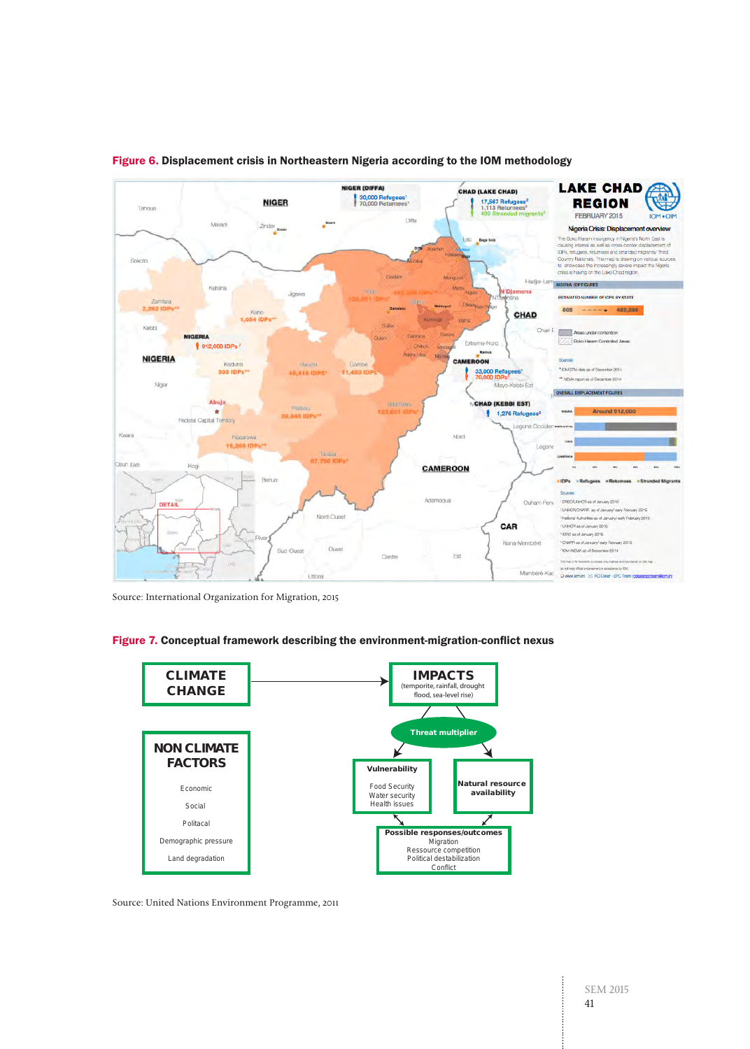**Figure 6.** **Displacement crisis in Northeastern Nigeria according to the IOM methodology**

Source: International Organization for Migration, 2015

**Figure 7.** **Conceptual framework describing the environment-migration-conflict nexus**

Source: United Nations Environment Programme, 2011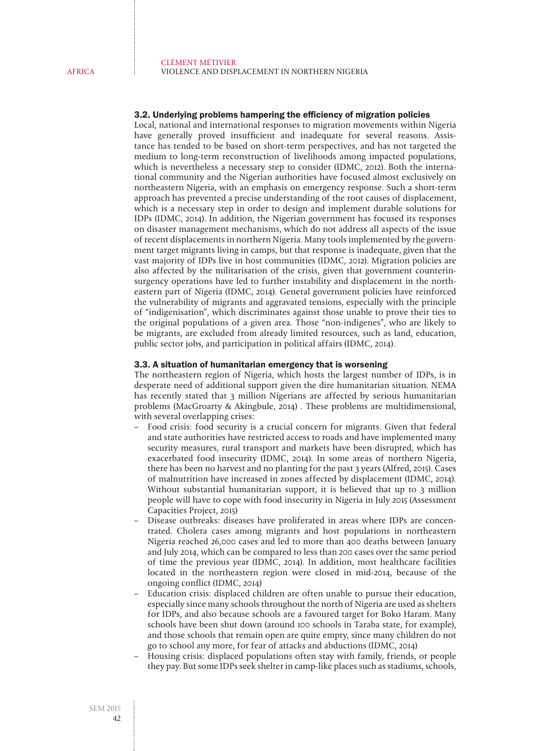### 3.2. Underlying problems hampering the efficiency of migration policies

Local, national and international responses to migration movements within Nigeria have generally proved insufficient and inadequate for several reasons. Assistance has tended to be based on short-term perspectives, and has not targeted the medium to long-term reconstruction of livelihoods among impacted populations, which is nevertheless a necessary step to consider (IDMC, 2012). Both the international community and the Nigerian authorities have focused almost exclusively on northeastern Nigeria, with an emphasis on emergency response. Such a short-term approach has prevented a precise understanding of the root causes of displacement, which is a necessary step in order to design and implement durable solutions for IDPs (IDMC, 2014). In addition, the Nigerian government has focused its responses on disaster management mechanisms, which do not address all aspects of the issue of recent displacements in northern Nigeria. Many tools implemented by the government target migrants living in camps, but that response is inadequate, given that the vast majority of IDPs live in host communities (IDMC, 2012). Migration policies are also affected by the militarisation of the crisis, given that government counterinsurgency operations have led to further instability and displacement in the northeastern part of Nigeria (IDMC, 2014). General government policies have reinforced the vulnerability of migrants and aggravated tensions, especially with the principle of "indigenisation", which discriminates against those unable to prove their ties to the original populations of a given area. Those "non-indigenes", who are likely to be migrants, are excluded from already limited resources, such as land, education, public sector jobs, and participation in political affairs (IDMC, 2014).

### 3.3. A situation of humanitarian emergency that is worsening

The northeastern region of Nigeria, which hosts the largest number of IDPs, is in desperate need of additional support given the dire humanitarian situation. NEMA has recently stated that 3 million Nigerians are affected by serious humanitarian problems (MacGroarty & Akingbule, 2014) . These problems are multidimensional, with several overlapping crises:

- Food crisis: food security is a crucial concern for migrants. Given that federal and state authorities have restricted access to roads and have implemented many security measures, rural transport and markets have been disrupted, which has exacerbated food insecurity (IDMC, 2014). In some areas of northern Nigeria, there has been no harvest and no planting for the past 3 years (Alfred, 2015). Cases of malnutrition have increased in zones affected by displacement (IDMC, 2014). Without substantial humanitarian support, it is believed that up to 3 million people will have to cope with food insecurity in Nigeria in July 2015 (Assessment Capacities Project, 2015)
- Disease outbreaks: diseases have proliferated in areas where IDPs are concentrated. Cholera cases among migrants and host populations in northeastern Nigeria reached 26,000 cases and led to more than 400 deaths between January and July 2014, which can be compared to less than 200 cases over the same period of time the previous year (IDMC, 2014). In addition, most healthcare facilities located in the northeastern region were closed in mid-2014, because of the ongoing conflict (IDMC, 2014)
- Education crisis: displaced children are often unable to pursue their education, especially since many schools throughout the north of Nigeria are used as shelters for IDPs, and also because schools are a favoured target for Boko Haram. Many schools have been shut down (around 100 schools in Taraba state, for example), and those schools that remain open are quite empty, since many children do not go to school any more, for fear of attacks and abductions (IDMC, 2014)
- Housing crisis: displaced populations often stay with family, friends, or people they pay. But some IDPs seek shelter in camp-like places such as stadiums, schools,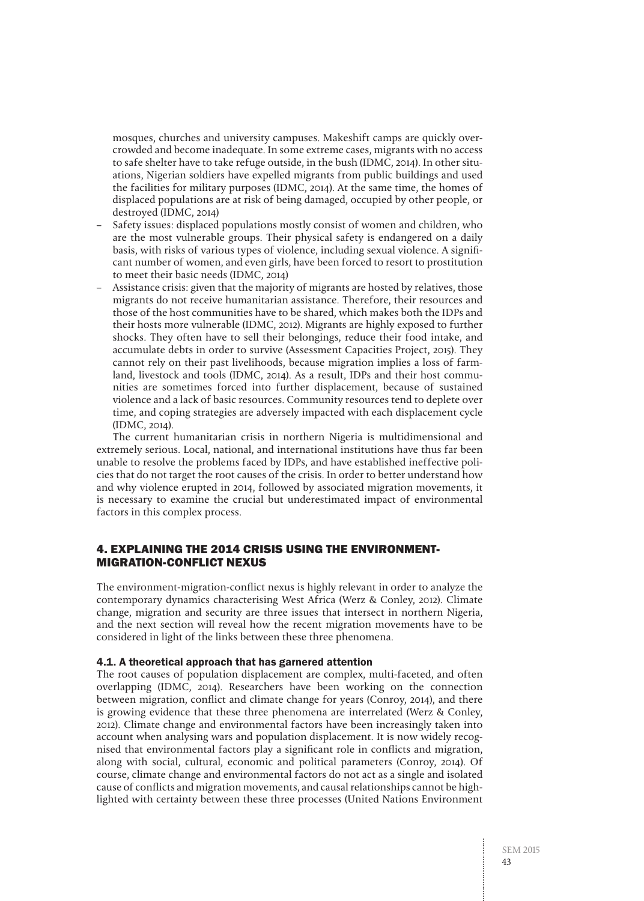mosques, churches and university campuses. Makeshift camps are quickly overcrowded and become inadequate. In some extreme cases, migrants with no access to safe shelter have to take refuge outside, in the bush (IDMC, 2014). In other situations, Nigerian soldiers have expelled migrants from public buildings and used the facilities for military purposes (IDMC, 2014). At the same time, the homes of displaced populations are at risk of being damaged, occupied by other people, or destroyed (IDMC, 2014)

- Safety issues: displaced populations mostly consist of women and children, who are the most vulnerable groups. Their physical safety is endangered on a daily basis, with risks of various types of violence, including sexual violence. A significant number of women, and even girls, have been forced to resort to prostitution to meet their basic needs (IDMC, 2014)
- Assistance crisis: given that the majority of migrants are hosted by relatives, those migrants do not receive humanitarian assistance. Therefore, their resources and those of the host communities have to be shared, which makes both the IDPs and their hosts more vulnerable (IDMC, 2012). Migrants are highly exposed to further shocks. They often have to sell their belongings, reduce their food intake, and accumulate debts in order to survive (Assessment Capacities Project, 2015). They cannot rely on their past livelihoods, because migration implies a loss of farmland, livestock and tools (IDMC, 2014). As a result, IDPs and their host communities are sometimes forced into further displacement, because of sustained violence and a lack of basic resources. Community resources tend to deplete over time, and coping strategies are adversely impacted with each displacement cycle (IDMC, 2014).

The current humanitarian crisis in northern Nigeria is multidimensional and extremely serious. Local, national, and international institutions have thus far been unable to resolve the problems faced by IDPs, and have established ineffective policies that do not target the root causes of the crisis. In order to better understand how and why violence erupted in 2014, followed by associated migration movements, it is necessary to examine the crucial but underestimated impact of environmental factors in this complex process.

## 4. EXPLAINING THE 2014 CRISIS USING THE ENVIRONMENT-MIGRATION-CONFLICT NEXUS

The environment-migration-conflict nexus is highly relevant in order to analyze the contemporary dynamics characterising West Africa (Werz & Conley, 2012). Climate change, migration and security are three issues that intersect in northern Nigeria, and the next section will reveal how the recent migration movements have to be considered in light of the links between these three phenomena.

### 4.1. A theoretical approach that has garnered attention

The root causes of population displacement are complex, multi-faceted, and often overlapping (IDMC, 2014). Researchers have been working on the connection between migration, conflict and climate change for years (Conroy, 2014), and there is growing evidence that these three phenomena are interrelated (Werz & Conley, 2012). Climate change and environmental factors have been increasingly taken into account when analysing wars and population displacement. It is now widely recognised that environmental factors play a significant role in conflicts and migration, along with social, cultural, economic and political parameters (Conroy, 2014). Of course, climate change and environmental factors do not act as a single and isolated cause of conflicts and migration movements, and causal relationships cannot be highlighted with certainty between these three processes (United Nations Environment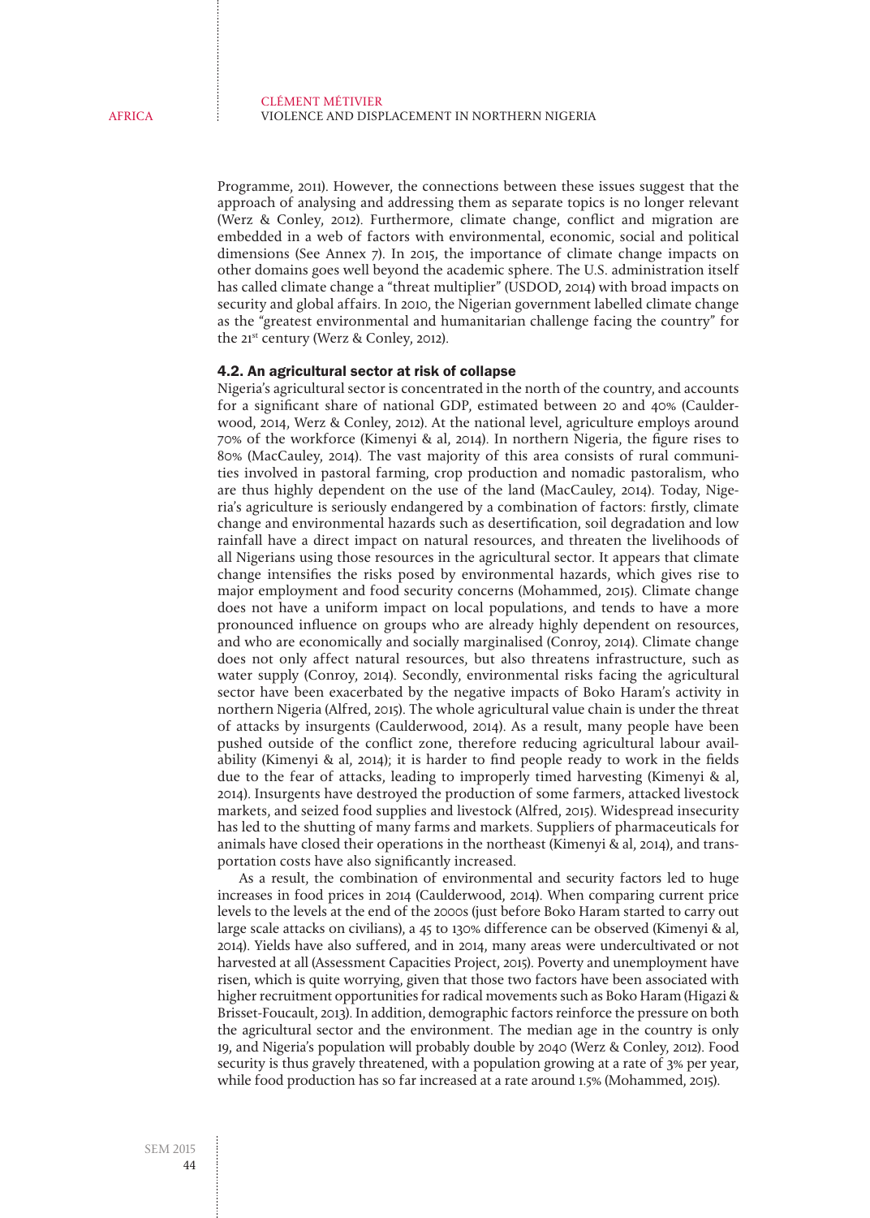Programme, 2011). However, the connections between these issues suggest that the approach of analysing and addressing them as separate topics is no longer relevant (Werz & Conley, 2012). Furthermore, climate change, conflict and migration are embedded in a web of factors with environmental, economic, social and political dimensions (See Annex 7). In 2015, the importance of climate change impacts on other domains goes well beyond the academic sphere. The U.S. administration itself has called climate change a "threat multiplier" (USDOD, 2014) with broad impacts on security and global affairs. In 2010, the Nigerian government labelled climate change as the "greatest environmental and humanitarian challenge facing the country" for the 21st century (Werz & Conley, 2012).

### 4.2. An agricultural sector at risk of collapse

Nigeria's agricultural sector is concentrated in the north of the country, and accounts for a significant share of national GDP, estimated between 20 and 40% (Caulderwood, 2014, Werz & Conley, 2012). At the national level, agriculture employs around 70% of the workforce (Kimenyi & al, 2014). In northern Nigeria, the figure rises to 80% (MacCauley, 2014). The vast majority of this area consists of rural communities involved in pastoral farming, crop production and nomadic pastoralism, who are thus highly dependent on the use of the land (MacCauley, 2014). Today, Nigeria's agriculture is seriously endangered by a combination of factors: firstly, climate change and environmental hazards such as desertification, soil degradation and low rainfall have a direct impact on natural resources, and threaten the livelihoods of all Nigerians using those resources in the agricultural sector. It appears that climate change intensifies the risks posed by environmental hazards, which gives rise to major employment and food security concerns (Mohammed, 2015). Climate change does not have a uniform impact on local populations, and tends to have a more pronounced influence on groups who are already highly dependent on resources, and who are economically and socially marginalised (Conroy, 2014). Climate change does not only affect natural resources, but also threatens infrastructure, such as water supply (Conroy, 2014). Secondly, environmental risks facing the agricultural sector have been exacerbated by the negative impacts of Boko Haram's activity in northern Nigeria (Alfred, 2015). The whole agricultural value chain is under the threat of attacks by insurgents (Caulderwood, 2014). As a result, many people have been pushed outside of the conflict zone, therefore reducing agricultural labour availability (Kimenyi & al, 2014); it is harder to find people ready to work in the fields due to the fear of attacks, leading to improperly timed harvesting (Kimenyi & al, 2014). Insurgents have destroyed the production of some farmers, attacked livestock markets, and seized food supplies and livestock (Alfred, 2015). Widespread insecurity has led to the shutting of many farms and markets. Suppliers of pharmaceuticals for animals have closed their operations in the northeast (Kimenyi & al, 2014), and transportation costs have also significantly increased.

As a result, the combination of environmental and security factors led to huge increases in food prices in 2014 (Caulderwood, 2014). When comparing current price levels to the levels at the end of the 2000s (just before Boko Haram started to carry out large scale attacks on civilians), a 45 to 130% difference can be observed (Kimenyi & al, 2014). Yields have also suffered, and in 2014, many areas were undercultivated or not harvested at all (Assessment Capacities Project, 2015). Poverty and unemployment have risen, which is quite worrying, given that those two factors have been associated with higher recruitment opportunities for radical movements such as Boko Haram (Higazi & Brisset-Foucault, 2013). In addition, demographic factors reinforce the pressure on both the agricultural sector and the environment. The median age in the country is only 19, and Nigeria's population will probably double by 2040 (Werz & Conley, 2012). Food security is thus gravely threatened, with a population growing at a rate of 3% per year, while food production has so far increased at a rate around 1.5% (Mohammed, 2015).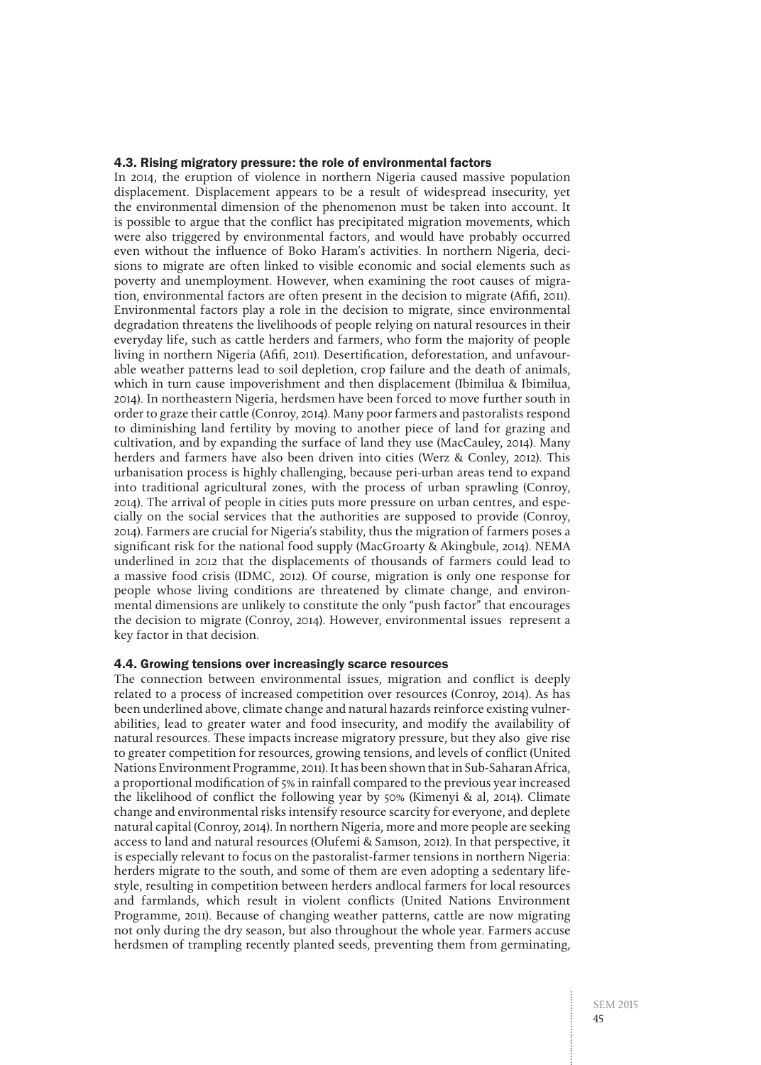### 4.3. Rising migratory pressure: the role of environmental factors

In 2014, the eruption of violence in northern Nigeria caused massive population displacement. Displacement appears to be a result of widespread insecurity, yet the environmental dimension of the phenomenon must be taken into account. It is possible to argue that the conflict has precipitated migration movements, which were also triggered by environmental factors, and would have probably occurred even without the influence of Boko Haram's activities. In northern Nigeria, decisions to migrate are often linked to visible economic and social elements such as poverty and unemployment. However, when examining the root causes of migration, environmental factors are often present in the decision to migrate (Afifi, 2011). Environmental factors play a role in the decision to migrate, since environmental degradation threatens the livelihoods of people relying on natural resources in their everyday life, such as cattle herders and farmers, who form the majority of people living in northern Nigeria (Afifi, 2011). Desertification, deforestation, and unfavourable weather patterns lead to soil depletion, crop failure and the death of animals, which in turn cause impoverishment and then displacement (Ibimilua & Ibimilua, 2014). In northeastern Nigeria, herdsmen have been forced to move further south in order to graze their cattle (Conroy, 2014). Many poor farmers and pastoralists respond to diminishing land fertility by moving to another piece of land for grazing and cultivation, and by expanding the surface of land they use (MacCauley, 2014). Many herders and farmers have also been driven into cities (Werz & Conley, 2012). This urbanisation process is highly challenging, because peri-urban areas tend to expand into traditional agricultural zones, with the process of urban sprawling (Conroy, 2014). The arrival of people in cities puts more pressure on urban centres, and especially on the social services that the authorities are supposed to provide (Conroy, 2014). Farmers are crucial for Nigeria's stability, thus the migration of farmers poses a significant risk for the national food supply (MacGroarty & Akingbule, 2014). NEMA underlined in 2012 that the displacements of thousands of farmers could lead to a massive food crisis (IDMC, 2012). Of course, migration is only one response for people whose living conditions are threatened by climate change, and environmental dimensions are unlikely to constitute the only "push factor" that encourages the decision to migrate (Conroy, 2014). However, environmental issues represent a key factor in that decision.

### 4.4. Growing tensions over increasingly scarce resources

The connection between environmental issues, migration and conflict is deeply related to a process of increased competition over resources (Conroy, 2014). As has been underlined above, climate change and natural hazards reinforce existing vulnerabilities, lead to greater water and food insecurity, and modify the availability of natural resources. These impacts increase migratory pressure, but they also give rise to greater competition for resources, growing tensions, and levels of conflict (United Nations Environment Programme, 2011). It has been shown that in Sub-Saharan Africa, a proportional modification of 5% in rainfall compared to the previous year increased the likelihood of conflict the following year by 50% (Kimenyi & al, 2014). Climate change and environmental risks intensify resource scarcity for everyone, and deplete natural capital (Conroy, 2014). In northern Nigeria, more and more people are seeking access to land and natural resources (Olufemi & Samson, 2012). In that perspective, it is especially relevant to focus on the pastoralist-farmer tensions in northern Nigeria: herders migrate to the south, and some of them are even adopting a sedentary lifestyle, resulting in competition between herders andlocal farmers for local resources and farmlands, which result in violent conflicts (United Nations Environment Programme, 2011). Because of changing weather patterns, cattle are now migrating not only during the dry season, but also throughout the whole year. Farmers accuse herdsmen of trampling recently planted seeds, preventing them from germinating,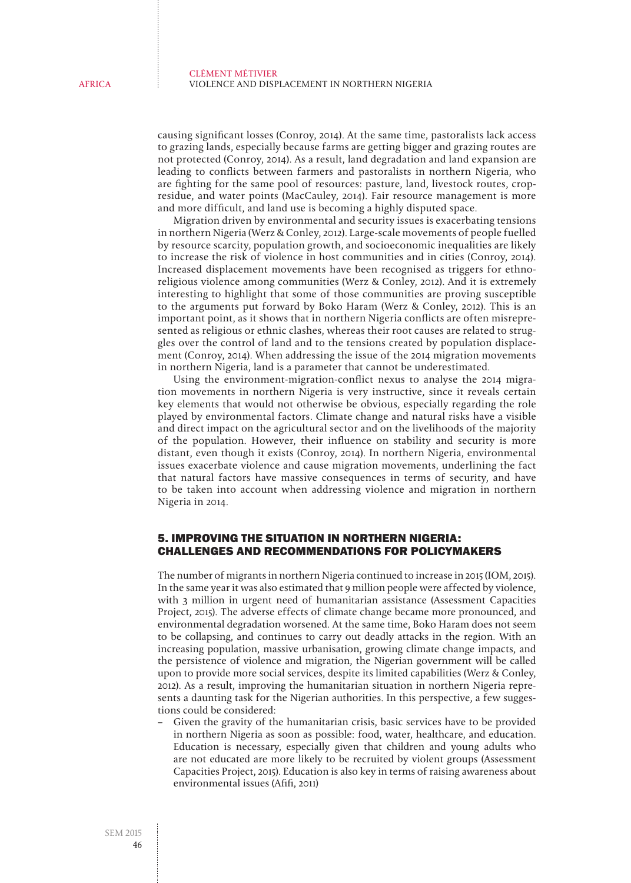causing significant losses (Conroy, 2014). At the same time, pastoralists lack access to grazing lands, especially because farms are getting bigger and grazing routes are not protected (Conroy, 2014). As a result, land degradation and land expansion are leading to conflicts between farmers and pastoralists in northern Nigeria, who are fighting for the same pool of resources: pasture, land, livestock routes, crop-residue, and water points (MacCauley, 2014). Fair resource management is more and more difficult, and land use is becoming a highly disputed space.

Migration driven by environmental and security issues is exacerbating tensions in northern Nigeria (Werz & Conley, 2012). Large-scale movements of people fuelled by resource scarcity, population growth, and socioeconomic inequalities are likely to increase the risk of violence in host communities and in cities (Conroy, 2014). Increased displacement movements have been recognised as triggers for ethno-religious violence among communities (Werz & Conley, 2012). And it is extremely interesting to highlight that some of those communities are proving susceptible to the arguments put forward by Boko Haram (Werz & Conley, 2012). This is an important point, as it shows that in northern Nigeria conflicts are often misrepresented as religious or ethnic clashes, whereas their root causes are related to struggles over the control of land and to the tensions created by population displacement (Conroy, 2014). When addressing the issue of the 2014 migration movements in northern Nigeria, land is a parameter that cannot be underestimated.

Using the environment-migration-conflict nexus to analyse the 2014 migration movements in northern Nigeria is very instructive, since it reveals certain key elements that would not otherwise be obvious, especially regarding the role played by environmental factors. Climate change and natural risks have a visible and direct impact on the agricultural sector and on the livelihoods of the majority of the population. However, their influence on stability and security is more distant, even though it exists (Conroy, 2014). In northern Nigeria, environmental issues exacerbate violence and cause migration movements, underlining the fact that natural factors have massive consequences in terms of security, and have to be taken into account when addressing violence and migration in northern Nigeria in 2014.

## 5. IMPROVING THE SITUATION IN NORTHERN NIGERIA: CHALLENGES AND RECOMMENDATIONS FOR POLICYMAKERS

The number of migrants in northern Nigeria continued to increase in 2015 (IOM, 2015). In the same year it was also estimated that 9 million people were affected by violence, with 3 million in urgent need of humanitarian assistance (Assessment Capacities Project, 2015). The adverse effects of climate change became more pronounced, and environmental degradation worsened. At the same time, Boko Haram does not seem to be collapsing, and continues to carry out deadly attacks in the region. With an increasing population, massive urbanisation, growing climate change impacts, and the persistence of violence and migration, the Nigerian government will be called upon to provide more social services, despite its limited capabilities (Werz & Conley, 2012). As a result, improving the humanitarian situation in northern Nigeria represents a daunting task for the Nigerian authorities. In this perspective, a few suggestions could be considered:

- Given the gravity of the humanitarian crisis, basic services have to be provided in northern Nigeria as soon as possible: food, water, healthcare, and education. Education is necessary, especially given that children and young adults who are not educated are more likely to be recruited by violent groups (Assessment Capacities Project, 2015). Education is also key in terms of raising awareness about environmental issues (Afifi, 2011)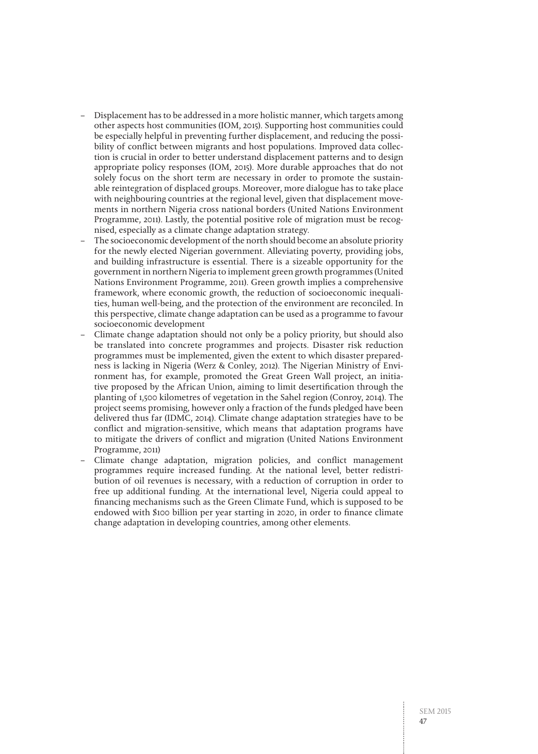- Displacement has to be addressed in a more holistic manner, which targets among other aspects host communities (IOM, 2015). Supporting host communities could be especially helpful in preventing further displacement, and reducing the possibility of conflict between migrants and host populations. Improved data collection is crucial in order to better understand displacement patterns and to design appropriate policy responses (IOM, 2015). More durable approaches that do not solely focus on the short term are necessary in order to promote the sustainable reintegration of displaced groups. Moreover, more dialogue has to take place with neighbouring countries at the regional level, given that displacement movements in northern Nigeria cross national borders (United Nations Environment Programme, 2011). Lastly, the potential positive role of migration must be recognised, especially as a climate change adaptation strategy.
- The socioeconomic development of the north should become an absolute priority for the newly elected Nigerian government. Alleviating poverty, providing jobs, and building infrastructure is essential. There is a sizeable opportunity for the government in northern Nigeria to implement green growth programmes (United Nations Environment Programme, 2011). Green growth implies a comprehensive framework, where economic growth, the reduction of socioeconomic inequalities, human well-being, and the protection of the environment are reconciled. In this perspective, climate change adaptation can be used as a programme to favour socioeconomic development
- Climate change adaptation should not only be a policy priority, but should also be translated into concrete programmes and projects. Disaster risk reduction programmes must be implemented, given the extent to which disaster preparedness is lacking in Nigeria (Werz & Conley, 2012). The Nigerian Ministry of Environment has, for example, promoted the Great Green Wall project, an initiative proposed by the African Union, aiming to limit desertification through the planting of 1,500 kilometres of vegetation in the Sahel region (Conroy, 2014). The project seems promising, however only a fraction of the funds pledged have been delivered thus far (IDMC, 2014). Climate change adaptation strategies have to be conflict and migration-sensitive, which means that adaptation programs have to mitigate the drivers of conflict and migration (United Nations Environment Programme, 2011)
- Climate change adaptation, migration policies, and conflict management programmes require increased funding. At the national level, better redistribution of oil revenues is necessary, with a reduction of corruption in order to free up additional funding. At the international level, Nigeria could appeal to financing mechanisms such as the Green Climate Fund, which is supposed to be endowed with $100 billion per year starting in 2020, in order to finance climate change adaptation in developing countries, among other elements.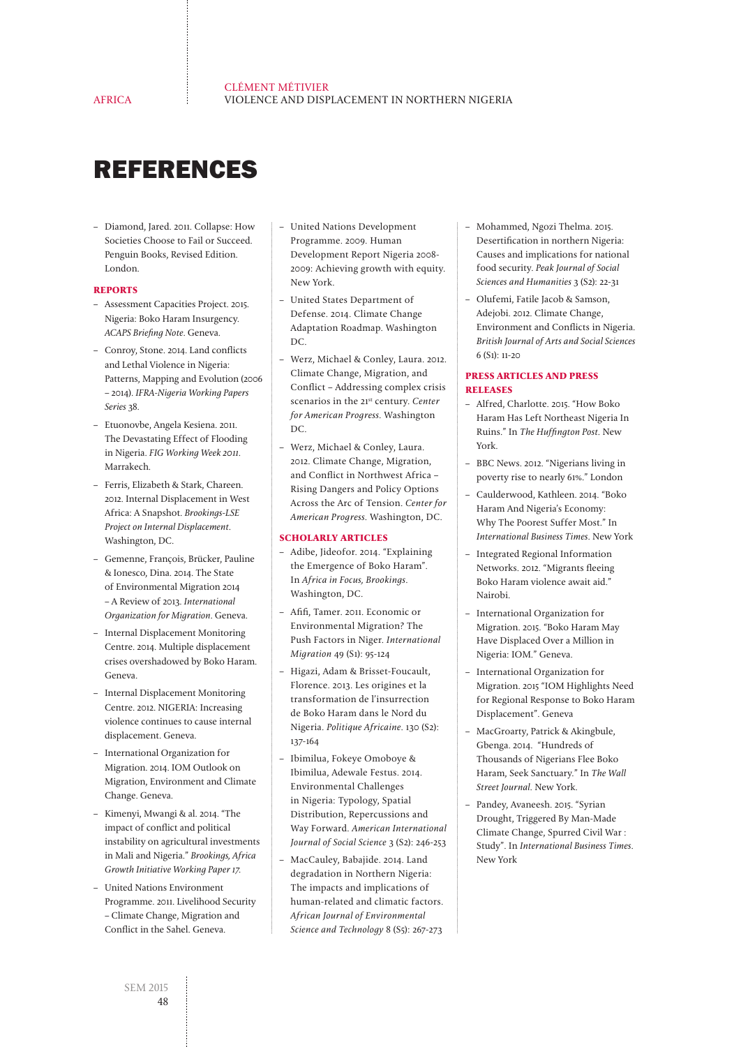# REFERENCES

- Diamond, Jared. 2011. Collapse: How Societies Choose to Fail or Succeed. Penguin Books, Revised Edition. London.

### REPORTS

- Assessment Capacities Project. 2015. Nigeria: Boko Haram Insurgency. *ACAPS Briefing Note*. Geneva.
- Conroy, Stone. 2014. Land conflicts and Lethal Violence in Nigeria: Patterns, Mapping and Evolution (2006 – 2014). *IFRA-Nigeria Working Papers Series* 38.
- Etuonovbe, Angela Kesiena. 2011. The Devastating Effect of Flooding in Nigeria. *FIG Working Week 2011*. Marrakech.
- Ferris, Elizabeth & Stark, Chareen. 2012. Internal Displacement in West Africa: A Snapshot. *Brookings-LSE Project on Internal Displacement*. Washington, DC.
- Gemenne, François, Brücker, Pauline & Ionesco, Dina. 2014. The State of Environmental Migration 2014 – A Review of 2013. *International Organization for Migration*. Geneva.
- Internal Displacement Monitoring Centre. 2014. Multiple displacement crises overshadowed by Boko Haram. Geneva.
- Internal Displacement Monitoring Centre. 2012. NIGERIA: Increasing violence continues to cause internal displacement. Geneva.
- International Organization for Migration. 2014. IOM Outlook on Migration, Environment and Climate Change. Geneva.
- Kimenyi, Mwangi & al. 2014. "The impact of conflict and political instability on agricultural investments in Mali and Nigeria." *Brookings, Africa Growth Initiative Working Paper 17.*
- United Nations Environment Programme. 2011. Livelihood Security – Climate Change, Migration and Conflict in the Sahel. Geneva.
- United Nations Development Programme. 2009. Human Development Report Nigeria 2008-2009: Achieving growth with equity. New York.
- United States Department of Defense. 2014. Climate Change Adaptation Roadmap. Washington DC.
- Werz, Michael & Conley, Laura. 2012. Climate Change, Migration, and Conflict – Addressing complex crisis scenarios in the 21st century. *Center for American Progress*. Washington DC.
- Werz, Michael & Conley, Laura. 2012. Climate Change, Migration, and Conflict in Northwest Africa – Rising Dangers and Policy Options Across the Arc of Tension. *Center for American Progress*. Washington, DC.

### SCHOLARLY ARTICLES

- Adibe, Jideofor. 2014. "Explaining the Emergence of Boko Haram". In *Africa in Focus, Brookings*. Washington, DC.
- Afifi, Tamer. 2011. Economic or Environmental Migration? The Push Factors in Niger. *International Migration* 49 (S1): 95-124
- Higazi, Adam & Brisset-Foucault, Florence. 2013. Les origines et la transformation de l'insurrection de Boko Haram dans le Nord du Nigeria. *Politique Africaine*. 130 (S2): 137-164
- Ibimilua, Fokeye Omoboye & Ibimilua, Adewale Festus. 2014. Environmental Challenges in Nigeria: Typology, Spatial Distribution, Repercussions and Way Forward. *American International Journal of Social Science* 3 (S2): 246-253
- MacCauley, Babajide. 2014. Land degradation in Northern Nigeria: The impacts and implications of human-related and climatic factors. *African Journal of Environmental Science and Technology* 8 (S5): 267-273
- Mohammed, Ngozi Thelma. 2015. Desertification in northern Nigeria: Causes and implications for national food security. *Peak Journal of Social Sciences and Humanities* 3 (S2): 22-31
- Olufemi, Fatile Jacob & Samson, Adejobi. 2012. Climate Change, Environment and Conflicts in Nigeria. *British Journal of Arts and Social Sciences* 6 (S1): 11-20

### PRESS ARTICLES AND PRESS RELEASES

- Alfred, Charlotte. 2015. "How Boko Haram Has Left Northeast Nigeria In Ruins." In *The Huffington Post*. New York.
- BBC News. 2012. "Nigerians living in poverty rise to nearly 61%." London
- Caulderwood, Kathleen. 2014. "Boko Haram And Nigeria's Economy: Why The Poorest Suffer Most." In *International Business Times*. New York
- Integrated Regional Information Networks. 2012. "Migrants fleeing Boko Haram violence await aid." Nairobi.
- International Organization for Migration. 2015. "Boko Haram May Have Displaced Over a Million in Nigeria: IOM." Geneva.
- International Organization for Migration. 2015 "IOM Highlights Need for Regional Response to Boko Haram Displacement". Geneva
- MacGroarty, Patrick & Akingbule, Gbenga. 2014. "Hundreds of Thousands of Nigerians Flee Boko Haram, Seek Sanctuary." In *The Wall Street Journal*. New York.
- Pandey, Avaneesh. 2015. "Syrian Drought, Triggered By Man-Made Climate Change, Spurred Civil War : Study". In *International Business Times*. New York